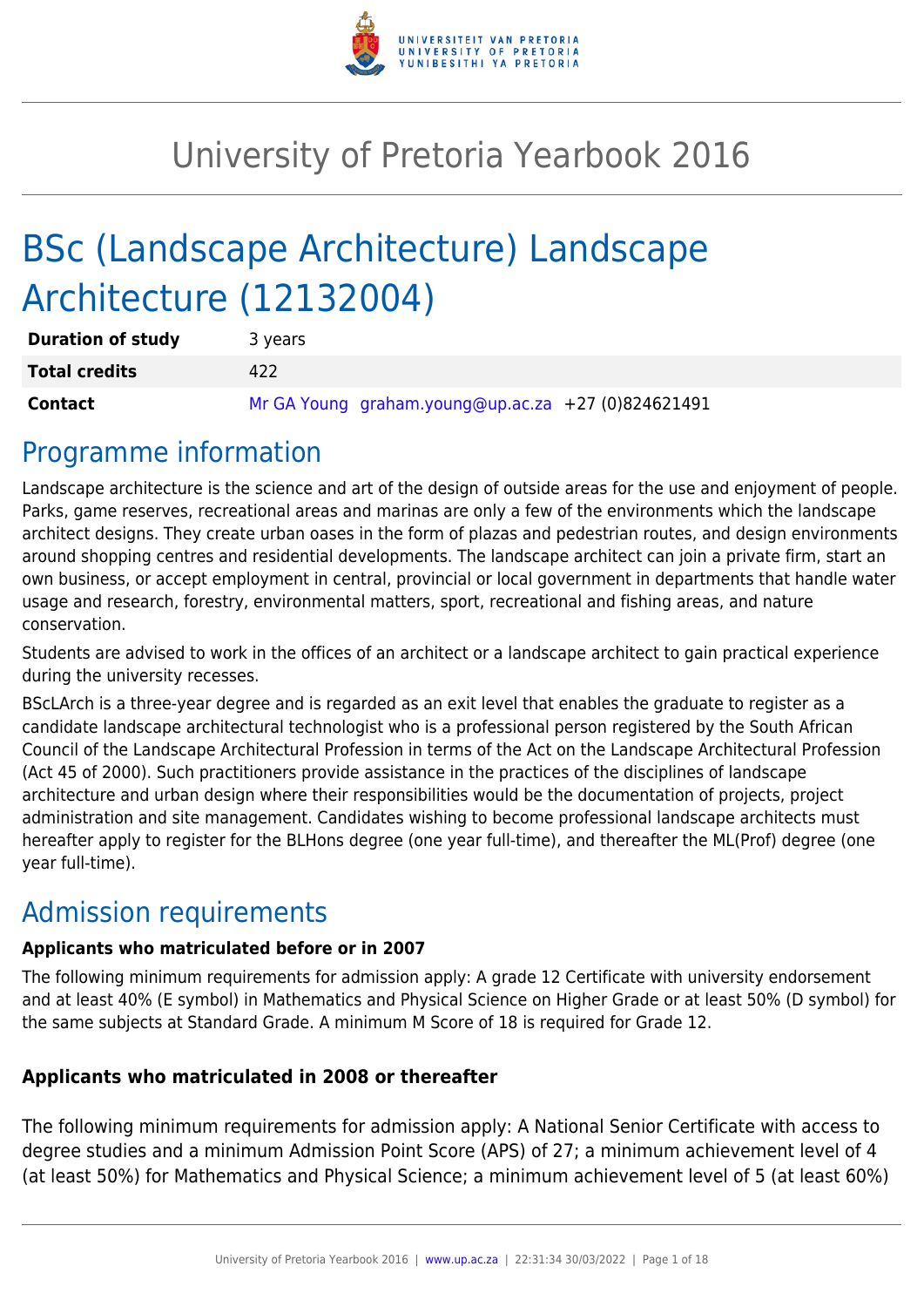# University of Pretoria Yearbook 2016

# BSc (Landscape Architecture) Landscape Architecture (12132004)

| **Duration of study** | 3 years |
| --- | --- |
| **Total credits** | 422 |
| **Contact** | Mr GA Young graham.young@up.ac.za +27 (0)824621491 |

## Programme information

Landscape architecture is the science and art of the design of outside areas for the use and enjoyment of people. Parks, game reserves, recreational areas and marinas are only a few of the environments which the landscape architect designs. They create urban oases in the form of plazas and pedestrian routes, and design environments around shopping centres and residential developments. The landscape architect can join a private firm, start an own business, or accept employment in central, provincial or local government in departments that handle water usage and research, forestry, environmental matters, sport, recreational and fishing areas, and nature conservation.

Students are advised to work in the offices of an architect or a landscape architect to gain practical experience during the university recesses.

BScLArch is a three-year degree and is regarded as an exit level that enables the graduate to register as a candidate landscape architectural technologist who is a professional person registered by the South African Council of the Landscape Architectural Profession in terms of the Act on the Landscape Architectural Profession (Act 45 of 2000). Such practitioners provide assistance in the practices of the disciplines of landscape architecture and urban design where their responsibilities would be the documentation of projects, project administration and site management. Candidates wishing to become professional landscape architects must hereafter apply to register for the BLHons degree (one year full-time), and thereafter the ML(Prof) degree (one year full-time).

## Admission requirements

**Applicants who matriculated before or in 2007**

The following minimum requirements for admission apply: A grade 12 Certificate with university endorsement and at least 40% (E symbol) in Mathematics and Physical Science on Higher Grade or at least 50% (D symbol) for the same subjects at Standard Grade. A minimum M Score of 18 is required for Grade 12.

**Applicants who matriculated in 2008 or thereafter**

The following minimum requirements for admission apply: A National Senior Certificate with access to degree studies and a minimum Admission Point Score (APS) of 27; a minimum achievement level of 4 (at least 50%) for Mathematics and Physical Science; a minimum achievement level of 5 (at least 60%)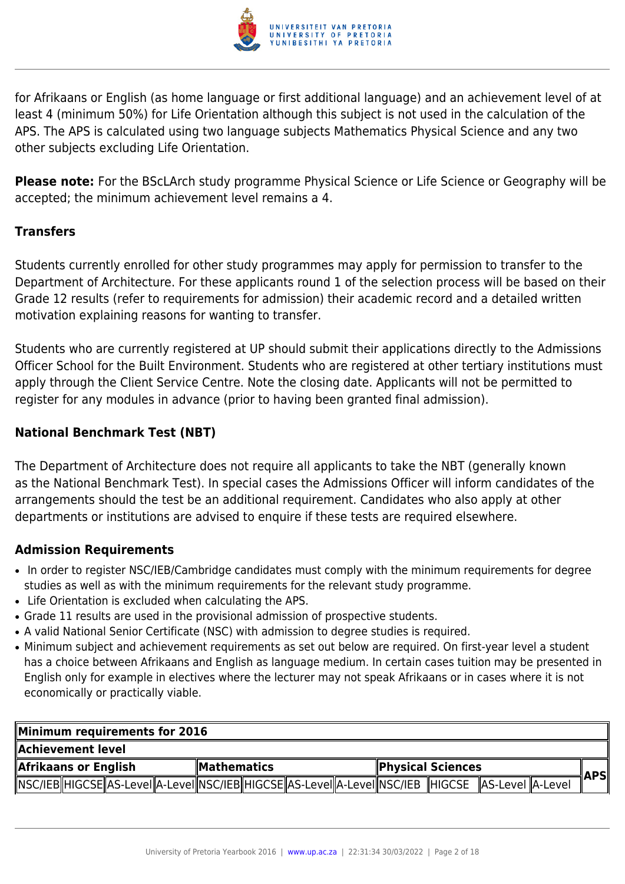for Afrikaans or English (as home language or first additional language) and an achievement level of at least 4 (minimum 50%) for Life Orientation although this subject is not used in the calculation of the APS. The APS is calculated using two language subjects Mathematics Physical Science and any two other subjects excluding Life Orientation.

**Please note:** For the BScLArch study programme Physical Science or Life Science or Geography will be accepted; the minimum achievement level remains a 4.

### Transfers

Students currently enrolled for other study programmes may apply for permission to transfer to the Department of Architecture. For these applicants round 1 of the selection process will be based on their Grade 12 results (refer to requirements for admission) their academic record and a detailed written motivation explaining reasons for wanting to transfer.

Students who are currently registered at UP should submit their applications directly to the Admissions Officer School for the Built Environment. Students who are registered at other tertiary institutions must apply through the Client Service Centre. Note the closing date. Applicants will not be permitted to register for any modules in advance (prior to having been granted final admission).

### National Benchmark Test (NBT)

The Department of Architecture does not require all applicants to take the NBT (generally known as the National Benchmark Test). In special cases the Admissions Officer will inform candidates of the arrangements should the test be an additional requirement. Candidates who also apply at other departments or institutions are advised to enquire if these tests are required elsewhere.

### Admission Requirements

- In order to register NSC/IEB/Cambridge candidates must comply with the minimum requirements for degree studies as well as with the minimum requirements for the relevant study programme.
- Life Orientation is excluded when calculating the APS.
- Grade 11 results are used in the provisional admission of prospective students.
- A valid National Senior Certificate (NSC) with admission to degree studies is required.
- Minimum subject and achievement requirements as set out below are required. On first-year level a student has a choice between Afrikaans and English as language medium. In certain cases tuition may be presented in English only for example in electives where the lecturer may not speak Afrikaans or in cases where it is not economically or practically viable.

| Minimum requirements for 2016 | | | | | | | | | | | | |
|---|---|---|---|---|---|---|---|---|---|---|---|---|
| Achievement level | | | | | | | | | | | | |
| Afrikaans or English | | | | Mathematics | | | | Physical Sciences | | | | APS |
| NSC/IEB | HIGCSE | AS-Level | A-Level | NSC/IEB | HIGCSE | AS-Level | A-Level | NSC/IEB | HIGCSE | AS-Level | A-Level | |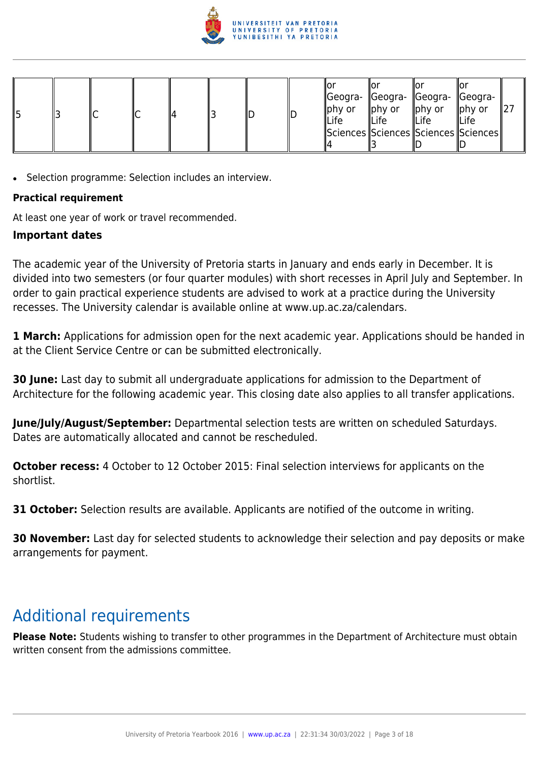| 5 | 3 | C | C | 4 | 3 | D | D | or Geography or Life Sciences 4 | or Geography or Life Sciences 3 | or Geography or Life Sciences D | or Geography or Life Sciences D | 27 |
|---|---|---|---|---|---|---|---|---|---|---|---|---|

- Selection programme: Selection includes an interview.

**Practical requirement**

At least one year of work or travel recommended.

**Important dates**

The academic year of the University of Pretoria starts in January and ends early in December. It is divided into two semesters (or four quarter modules) with short recesses in April July and September. In order to gain practical experience students are advised to work at a practice during the University recesses. The University calendar is available online at www.up.ac.za/calendars.

**1 March:** Applications for admission open for the next academic year. Applications should be handed in at the Client Service Centre or can be submitted electronically.

**30 June:** Last day to submit all undergraduate applications for admission to the Department of Architecture for the following academic year. This closing date also applies to all transfer applications.

**June/July/August/September:** Departmental selection tests are written on scheduled Saturdays. Dates are automatically allocated and cannot be rescheduled.

**October recess:** 4 October to 12 October 2015: Final selection interviews for applicants on the shortlist.

**31 October:** Selection results are available. Applicants are notified of the outcome in writing.

**30 November:** Last day for selected students to acknowledge their selection and pay deposits or make arrangements for payment.

## Additional requirements

**Please Note:** Students wishing to transfer to other programmes in the Department of Architecture must obtain written consent from the admissions committee.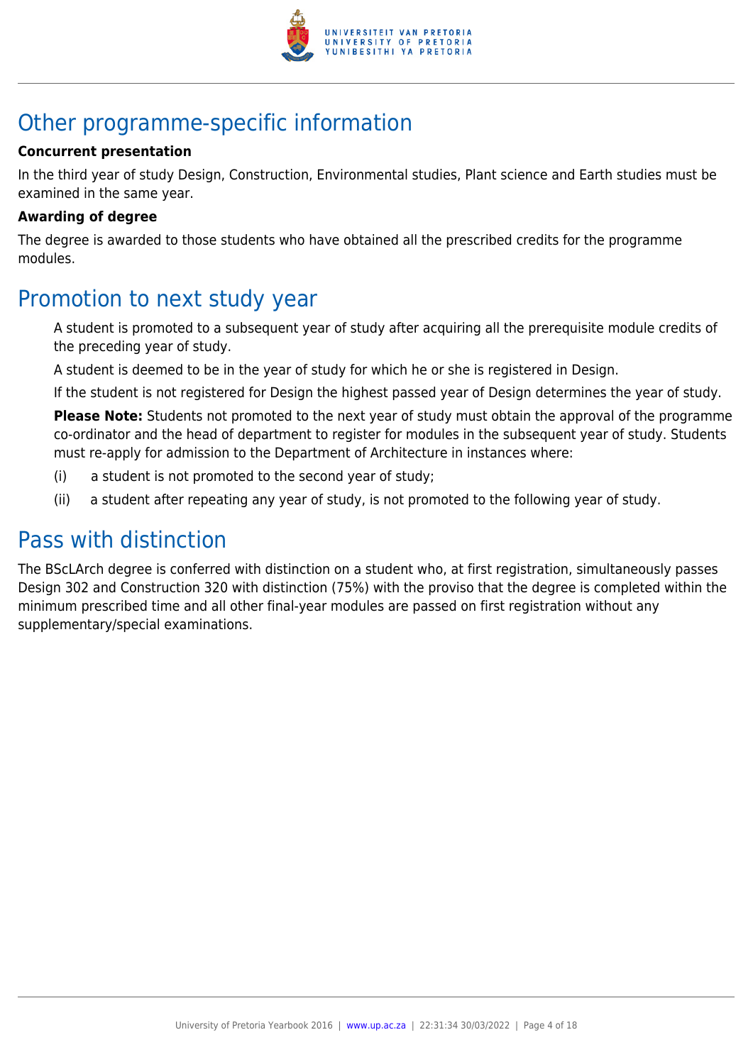## Other programme-specific information

**Concurrent presentation**

In the third year of study Design, Construction, Environmental studies, Plant science and Earth studies must be examined in the same year.

**Awarding of degree**

The degree is awarded to those students who have obtained all the prescribed credits for the programme modules.

## Promotion to next study year

A student is promoted to a subsequent year of study after acquiring all the prerequisite module credits of the preceding year of study.

A student is deemed to be in the year of study for which he or she is registered in Design.

If the student is not registered for Design the highest passed year of Design determines the year of study.

**Please Note:** Students not promoted to the next year of study must obtain the approval of the programme co-ordinator and the head of department to register for modules in the subsequent year of study. Students must re-apply for admission to the Department of Architecture in instances where:

(i) a student is not promoted to the second year of study;

(ii) a student after repeating any year of study, is not promoted to the following year of study.

## Pass with distinction

The BScLArch degree is conferred with distinction on a student who, at first registration, simultaneously passes Design 302 and Construction 320 with distinction (75%) with the proviso that the degree is completed within the minimum prescribed time and all other final-year modules are passed on first registration without any supplementary/special examinations.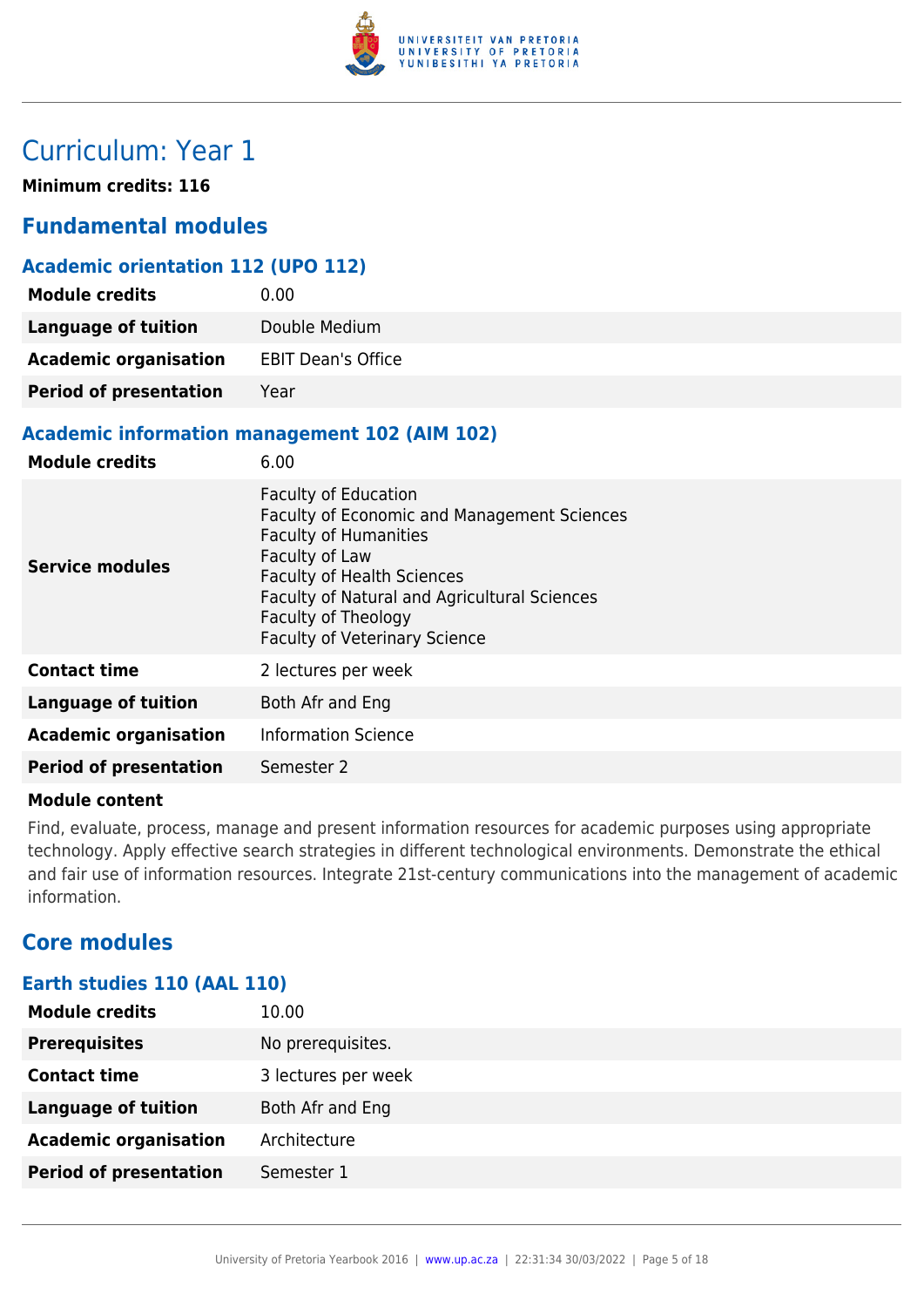# Curriculum: Year 1

**Minimum credits: 116**

## Fundamental modules

### Academic orientation 112 (UPO 112)

| | |
|---|---|
| **Module credits** | 0.00 |
| **Language of tuition** | Double Medium |
| **Academic organisation** | EBIT Dean's Office |
| **Period of presentation** | Year |

### Academic information management 102 (AIM 102)

| | |
|---|---|
| **Module credits** | 6.00 |
| **Service modules** | Faculty of Education<br>Faculty of Economic and Management Sciences<br>Faculty of Humanities<br>Faculty of Law<br>Faculty of Health Sciences<br>Faculty of Natural and Agricultural Sciences<br>Faculty of Theology<br>Faculty of Veterinary Science |
| **Contact time** | 2 lectures per week |
| **Language of tuition** | Both Afr and Eng |
| **Academic organisation** | Information Science |
| **Period of presentation** | Semester 2 |

**Module content**

Find, evaluate, process, manage and present information resources for academic purposes using appropriate technology. Apply effective search strategies in different technological environments. Demonstrate the ethical and fair use of information resources. Integrate 21st-century communications into the management of academic information.

## Core modules

### Earth studies 110 (AAL 110)

| | |
|---|---|
| **Module credits** | 10.00 |
| **Prerequisites** | No prerequisites. |
| **Contact time** | 3 lectures per week |
| **Language of tuition** | Both Afr and Eng |
| **Academic organisation** | Architecture |
| **Period of presentation** | Semester 1 |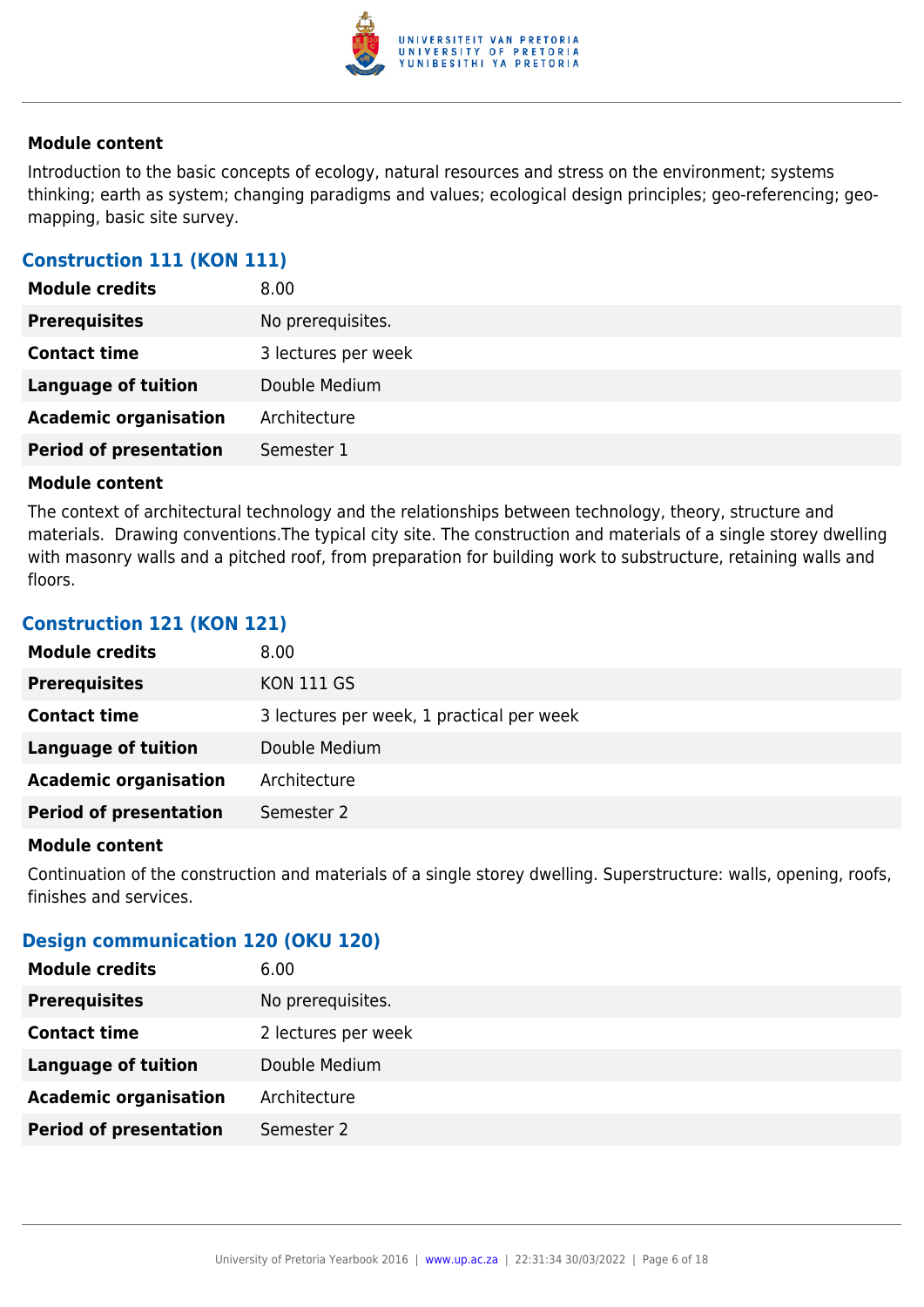#### Module content

Introduction to the basic concepts of ecology, natural resources and stress on the environment; systems thinking; earth as system; changing paradigms and values; ecological design principles; geo-referencing; geo-mapping, basic site survey.

### Construction 111 (KON 111)

| | |
|---|---|
| **Module credits** | 8.00 |
| **Prerequisites** | No prerequisites. |
| **Contact time** | 3 lectures per week |
| **Language of tuition** | Double Medium |
| **Academic organisation** | Architecture |
| **Period of presentation** | Semester 1 |

#### Module content

The context of architectural technology and the relationships between technology, theory, structure and materials.  Drawing conventions.The typical city site. The construction and materials of a single storey dwelling with masonry walls and a pitched roof, from preparation for building work to substructure, retaining walls and floors.

### Construction 121 (KON 121)

| | |
|---|---|
| **Module credits** | 8.00 |
| **Prerequisites** | KON 111 GS |
| **Contact time** | 3 lectures per week, 1 practical per week |
| **Language of tuition** | Double Medium |
| **Academic organisation** | Architecture |
| **Period of presentation** | Semester 2 |

#### Module content

Continuation of the construction and materials of a single storey dwelling. Superstructure: walls, opening, roofs, finishes and services.

### Design communication 120 (OKU 120)

| | |
|---|---|
| **Module credits** | 6.00 |
| **Prerequisites** | No prerequisites. |
| **Contact time** | 2 lectures per week |
| **Language of tuition** | Double Medium |
| **Academic organisation** | Architecture |
| **Period of presentation** | Semester 2 |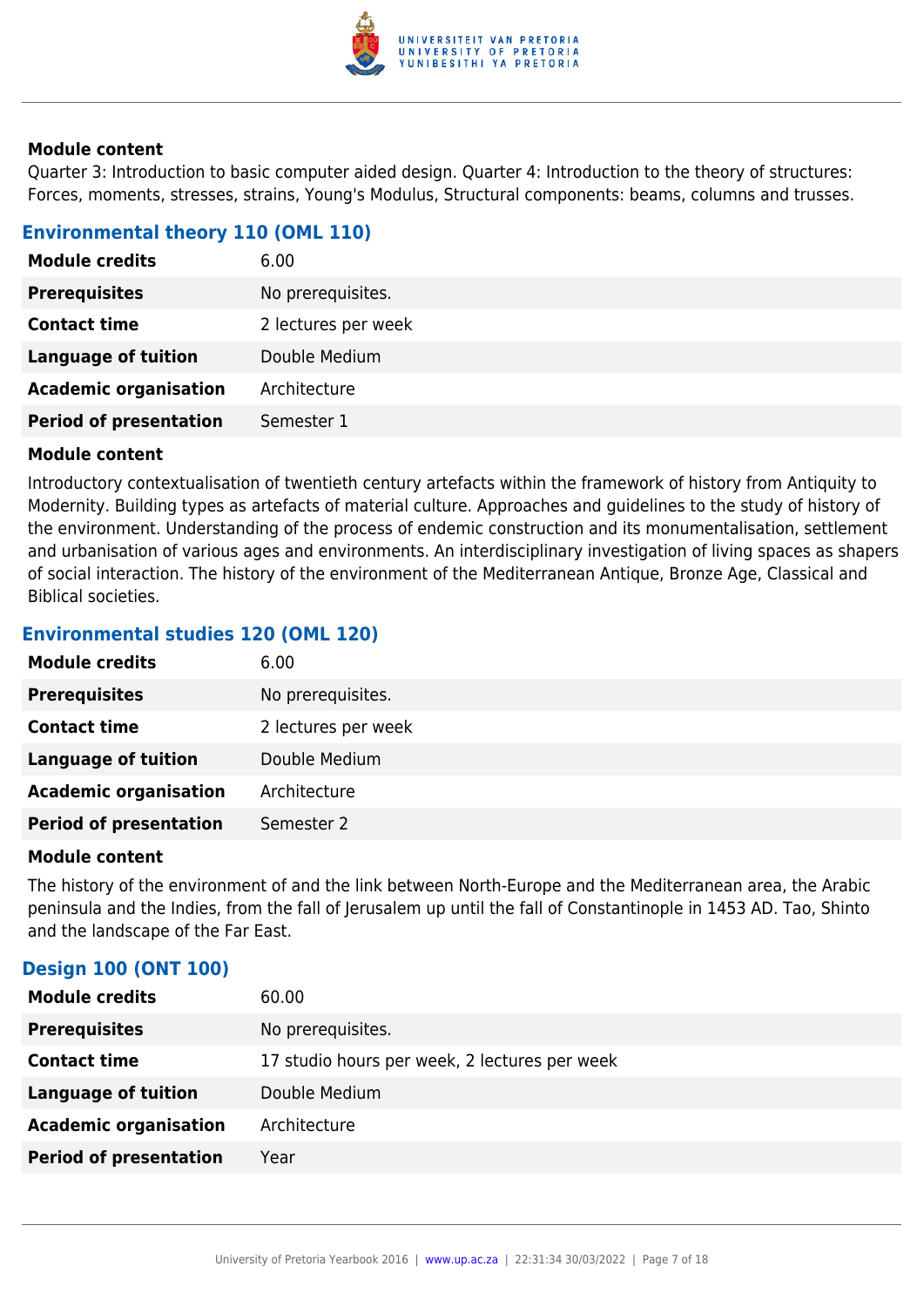#### Module content

Quarter 3: Introduction to basic computer aided design. Quarter 4: Introduction to the theory of structures: Forces, moments, stresses, strains, Young's Modulus, Structural components: beams, columns and trusses.

### Environmental theory 110 (OML 110)

| | |
|---|---|
| **Module credits** | 6.00 |
| **Prerequisites** | No prerequisites. |
| **Contact time** | 2 lectures per week |
| **Language of tuition** | Double Medium |
| **Academic organisation** | Architecture |
| **Period of presentation** | Semester 1 |

#### Module content

Introductory contextualisation of twentieth century artefacts within the framework of history from Antiquity to Modernity. Building types as artefacts of material culture. Approaches and guidelines to the study of history of the environment. Understanding of the process of endemic construction and its monumentalisation, settlement and urbanisation of various ages and environments. An interdisciplinary investigation of living spaces as shapers of social interaction. The history of the environment of the Mediterranean Antique, Bronze Age, Classical and Biblical societies.

### Environmental studies 120 (OML 120)

| | |
|---|---|
| **Module credits** | 6.00 |
| **Prerequisites** | No prerequisites. |
| **Contact time** | 2 lectures per week |
| **Language of tuition** | Double Medium |
| **Academic organisation** | Architecture |
| **Period of presentation** | Semester 2 |

#### Module content

The history of the environment of and the link between North-Europe and the Mediterranean area, the Arabic peninsula and the Indies, from the fall of Jerusalem up until the fall of Constantinople in 1453 AD. Tao, Shinto and the landscape of the Far East.

### Design 100 (ONT 100)

| | |
|---|---|
| **Module credits** | 60.00 |
| **Prerequisites** | No prerequisites. |
| **Contact time** | 17 studio hours per week, 2 lectures per week |
| **Language of tuition** | Double Medium |
| **Academic organisation** | Architecture |
| **Period of presentation** | Year |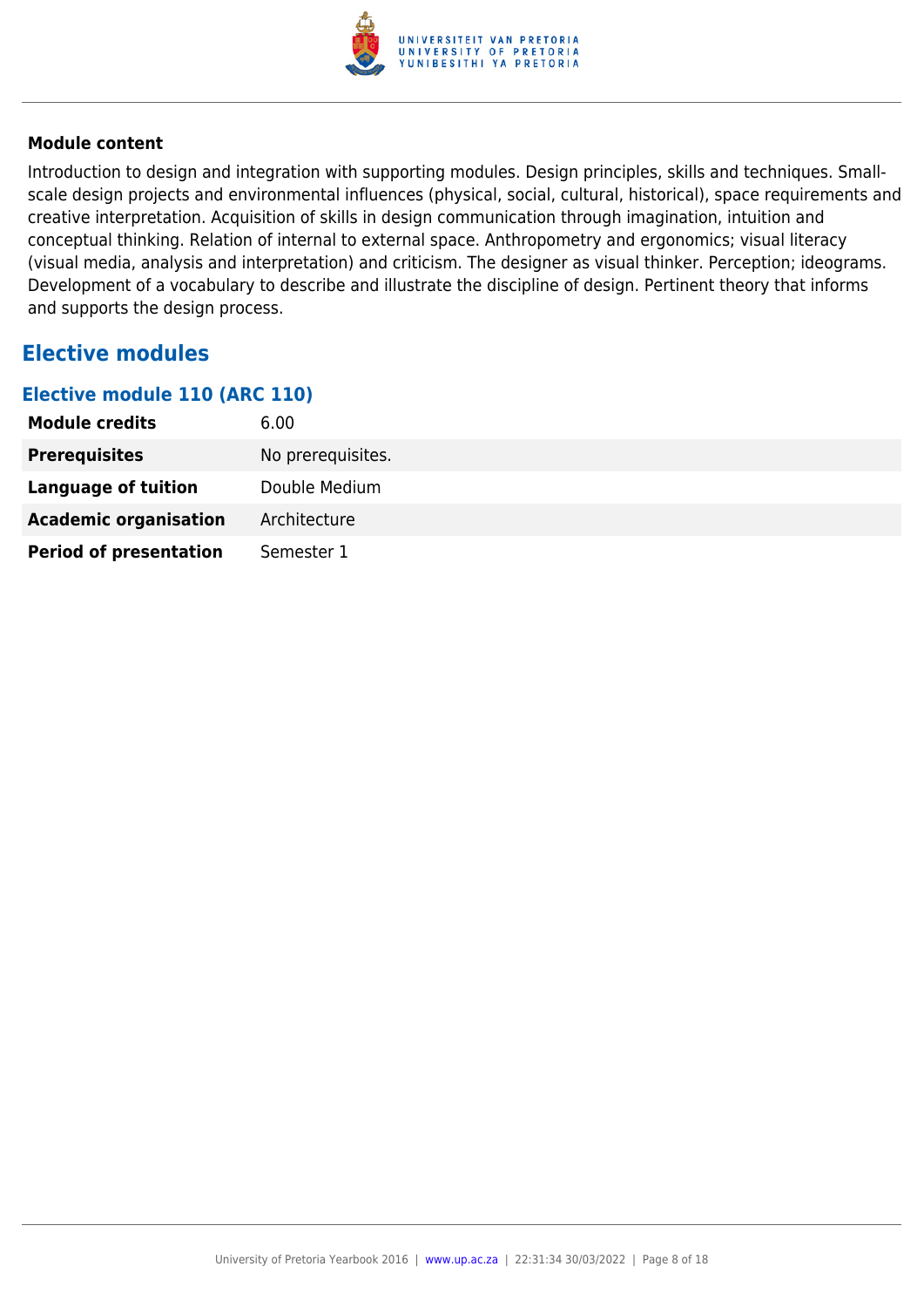**Module content**

Introduction to design and integration with supporting modules. Design principles, skills and techniques. Small-scale design projects and environmental influences (physical, social, cultural, historical), space requirements and creative interpretation. Acquisition of skills in design communication through imagination, intuition and conceptual thinking. Relation of internal to external space. Anthropometry and ergonomics; visual literacy (visual media, analysis and interpretation) and criticism. The designer as visual thinker. Perception; ideograms. Development of a vocabulary to describe and illustrate the discipline of design. Pertinent theory that informs and supports the design process.

## Elective modules

### Elective module 110 (ARC 110)

| | |
|---|---|
| **Module credits** | 6.00 |
| **Prerequisites** | No prerequisites. |
| **Language of tuition** | Double Medium |
| **Academic organisation** | Architecture |
| **Period of presentation** | Semester 1 |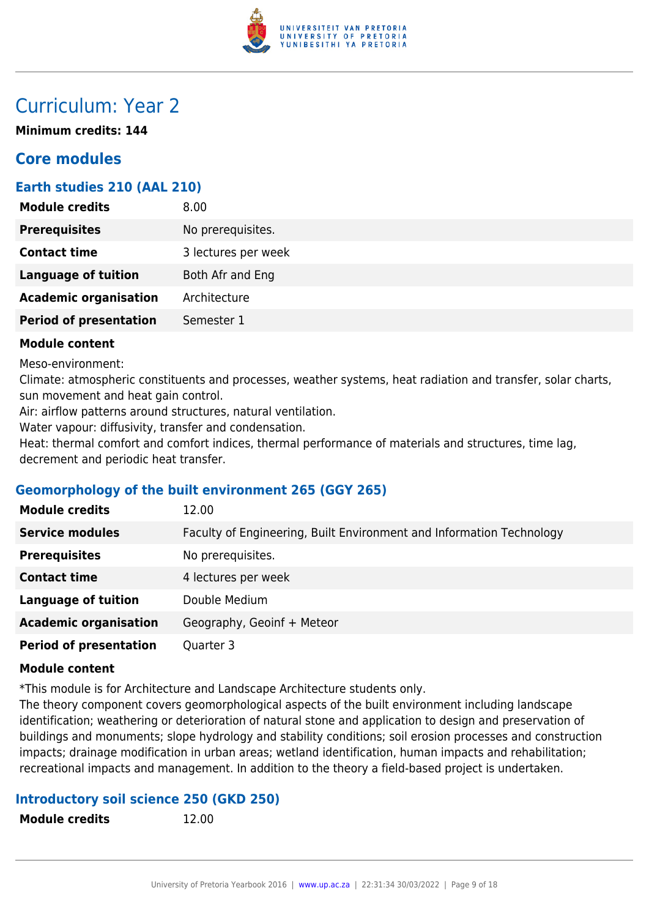# Curriculum: Year 2

**Minimum credits: 144**

## Core modules

### Earth studies 210 (AAL 210)

| | |
|---|---|
| **Module credits** | 8.00 |
| **Prerequisites** | No prerequisites. |
| **Contact time** | 3 lectures per week |
| **Language of tuition** | Both Afr and Eng |
| **Academic organisation** | Architecture |
| **Period of presentation** | Semester 1 |

**Module content**

Meso-environment:
Climate: atmospheric constituents and processes, weather systems, heat radiation and transfer, solar charts, sun movement and heat gain control.
Air: airflow patterns around structures, natural ventilation.
Water vapour: diffusivity, transfer and condensation.
Heat: thermal comfort and comfort indices, thermal performance of materials and structures, time lag, decrement and periodic heat transfer.

### Geomorphology of the built environment 265 (GGY 265)

| | |
|---|---|
| **Module credits** | 12.00 |
| **Service modules** | Faculty of Engineering, Built Environment and Information Technology |
| **Prerequisites** | No prerequisites. |
| **Contact time** | 4 lectures per week |
| **Language of tuition** | Double Medium |
| **Academic organisation** | Geography, Geoinf + Meteor |
| **Period of presentation** | Quarter 3 |

**Module content**

*This module is for Architecture and Landscape Architecture students only.
The theory component covers geomorphological aspects of the built environment including landscape identification; weathering or deterioration of natural stone and application to design and preservation of buildings and monuments; slope hydrology and stability conditions; soil erosion processes and construction impacts; drainage modification in urban areas; wetland identification, human impacts and rehabilitation; recreational impacts and management. In addition to the theory a field-based project is undertaken.

### Introductory soil science 250 (GKD 250)

| | |
|---|---|
| **Module credits** | 12.00 |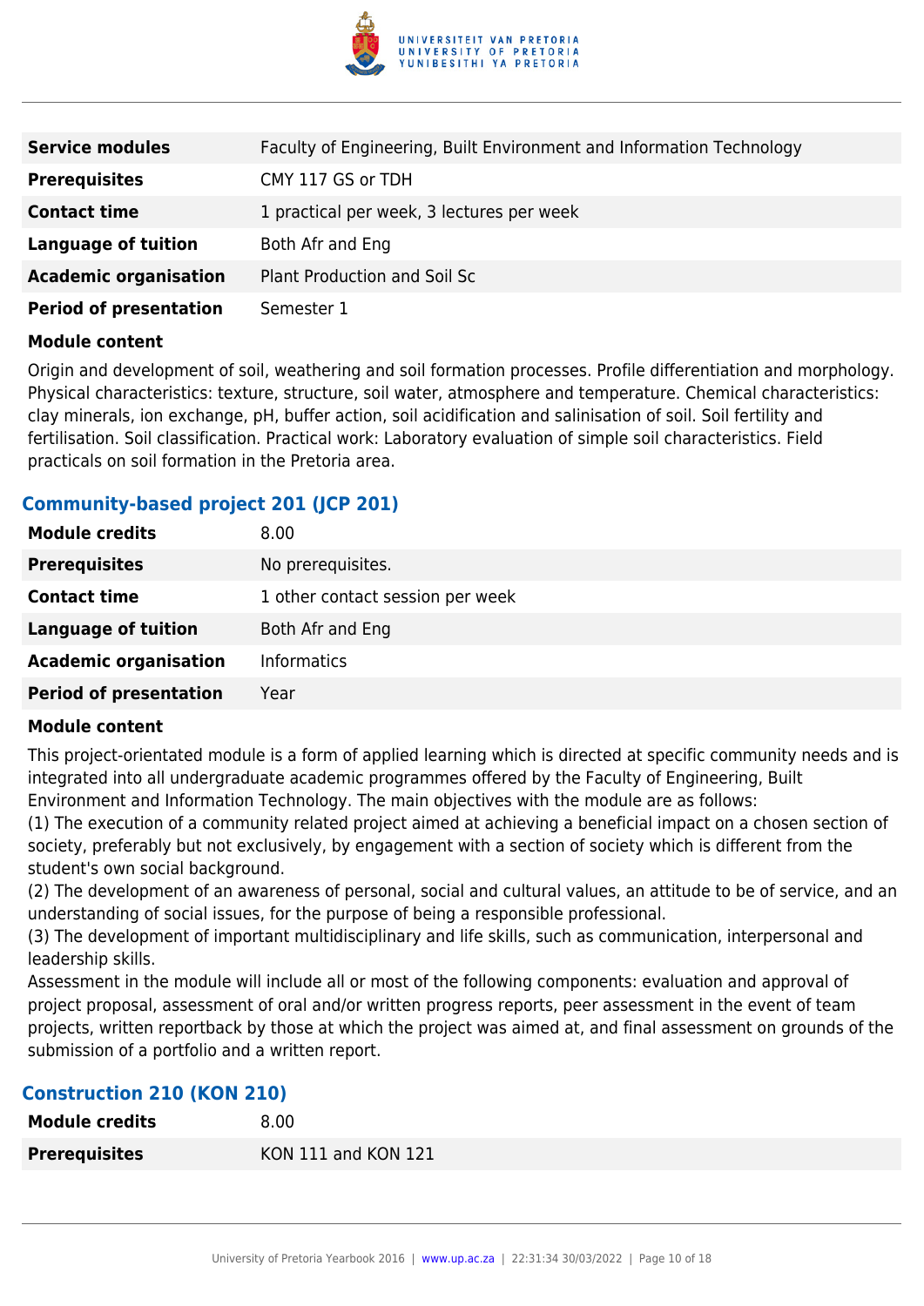| | |
|---|---|
| **Service modules** | Faculty of Engineering, Built Environment and Information Technology |
| **Prerequisites** | CMY 117 GS or TDH |
| **Contact time** | 1 practical per week, 3 lectures per week |
| **Language of tuition** | Both Afr and Eng |
| **Academic organisation** | Plant Production and Soil Sc |
| **Period of presentation** | Semester 1 |

**Module content**

Origin and development of soil, weathering and soil formation processes. Profile differentiation and morphology. Physical characteristics: texture, structure, soil water, atmosphere and temperature. Chemical characteristics: clay minerals, ion exchange, pH, buffer action, soil acidification and salinisation of soil. Soil fertility and fertilisation. Soil classification. Practical work: Laboratory evaluation of simple soil characteristics. Field practicals on soil formation in the Pretoria area.

### Community-based project 201 (JCP 201)

| | |
|---|---|
| **Module credits** | 8.00 |
| **Prerequisites** | No prerequisites. |
| **Contact time** | 1 other contact session per week |
| **Language of tuition** | Both Afr and Eng |
| **Academic organisation** | Informatics |
| **Period of presentation** | Year |

**Module content**

This project-orientated module is a form of applied learning which is directed at specific community needs and is integrated into all undergraduate academic programmes offered by the Faculty of Engineering, Built Environment and Information Technology. The main objectives with the module are as follows:

(1) The execution of a community related project aimed at achieving a beneficial impact on a chosen section of society, preferably but not exclusively, by engagement with a section of society which is different from the student's own social background.

(2) The development of an awareness of personal, social and cultural values, an attitude to be of service, and an understanding of social issues, for the purpose of being a responsible professional.

(3) The development of important multidisciplinary and life skills, such as communication, interpersonal and leadership skills.

Assessment in the module will include all or most of the following components: evaluation and approval of project proposal, assessment of oral and/or written progress reports, peer assessment in the event of team projects, written reportback by those at which the project was aimed at, and final assessment on grounds of the submission of a portfolio and a written report.

### Construction 210 (KON 210)

| | |
|---|---|
| **Module credits** | 8.00 |
| **Prerequisites** | KON 111 and KON 121 |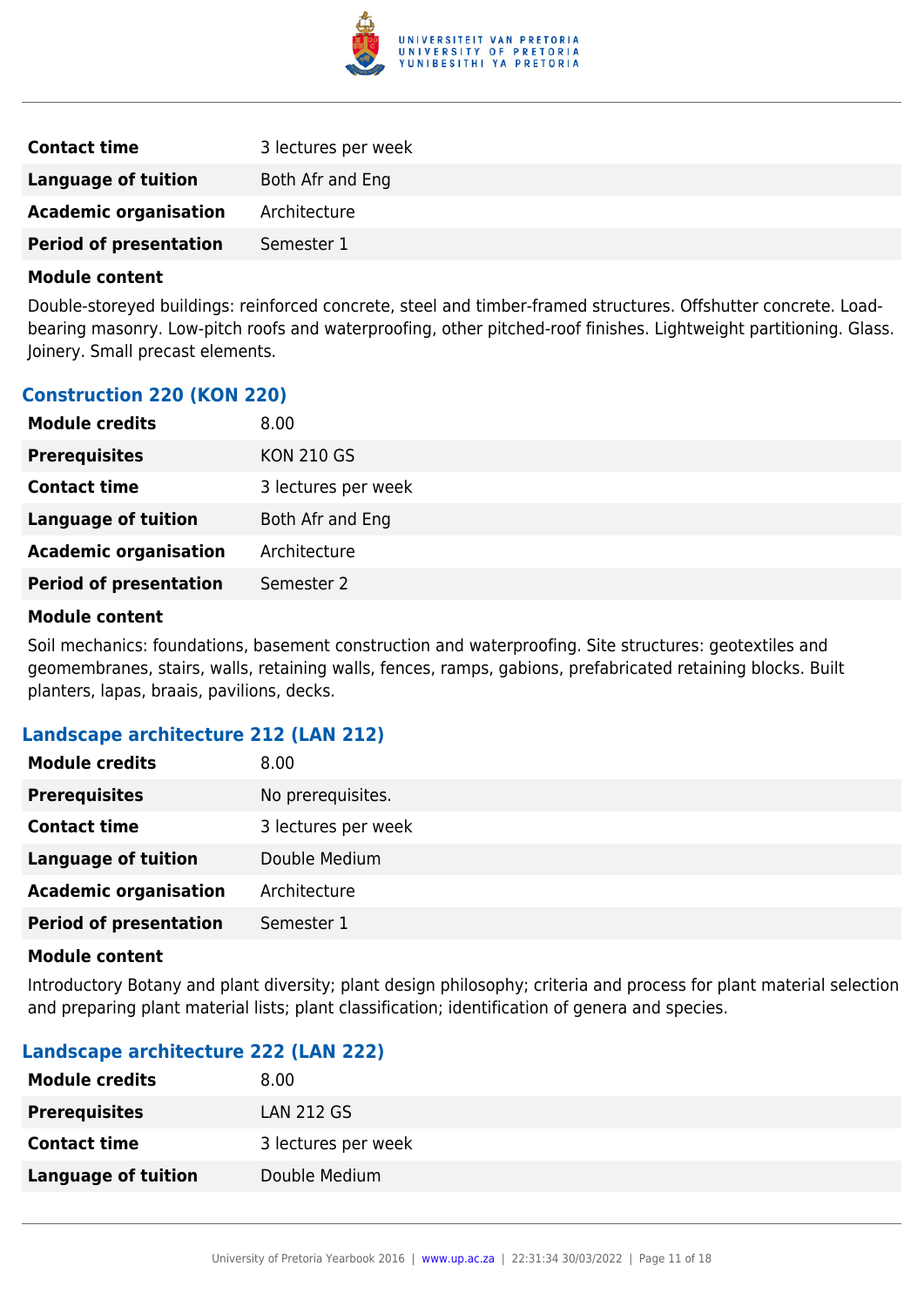| | |
|---|---|
| **Contact time** | 3 lectures per week |
| **Language of tuition** | Both Afr and Eng |
| **Academic organisation** | Architecture |
| **Period of presentation** | Semester 1 |

**Module content**

Double-storeyed buildings: reinforced concrete, steel and timber-framed structures. Offshutter concrete. Load-bearing masonry. Low-pitch roofs and waterproofing, other pitched-roof finishes. Lightweight partitioning. Glass. Joinery. Small precast elements.

### Construction 220 (KON 220)

| | |
|---|---|
| **Module credits** | 8.00 |
| **Prerequisites** | KON 210 GS |
| **Contact time** | 3 lectures per week |
| **Language of tuition** | Both Afr and Eng |
| **Academic organisation** | Architecture |
| **Period of presentation** | Semester 2 |

**Module content**

Soil mechanics: foundations, basement construction and waterproofing. Site structures: geotextiles and geomembranes, stairs, walls, retaining walls, fences, ramps, gabions, prefabricated retaining blocks. Built planters, lapas, braais, pavilions, decks.

### Landscape architecture 212 (LAN 212)

| | |
|---|---|
| **Module credits** | 8.00 |
| **Prerequisites** | No prerequisites. |
| **Contact time** | 3 lectures per week |
| **Language of tuition** | Double Medium |
| **Academic organisation** | Architecture |
| **Period of presentation** | Semester 1 |

**Module content**

Introductory Botany and plant diversity; plant design philosophy; criteria and process for plant material selection and preparing plant material lists; plant classification; identification of genera and species.

### Landscape architecture 222 (LAN 222)

| | |
|---|---|
| **Module credits** | 8.00 |
| **Prerequisites** | LAN 212 GS |
| **Contact time** | 3 lectures per week |
| **Language of tuition** | Double Medium |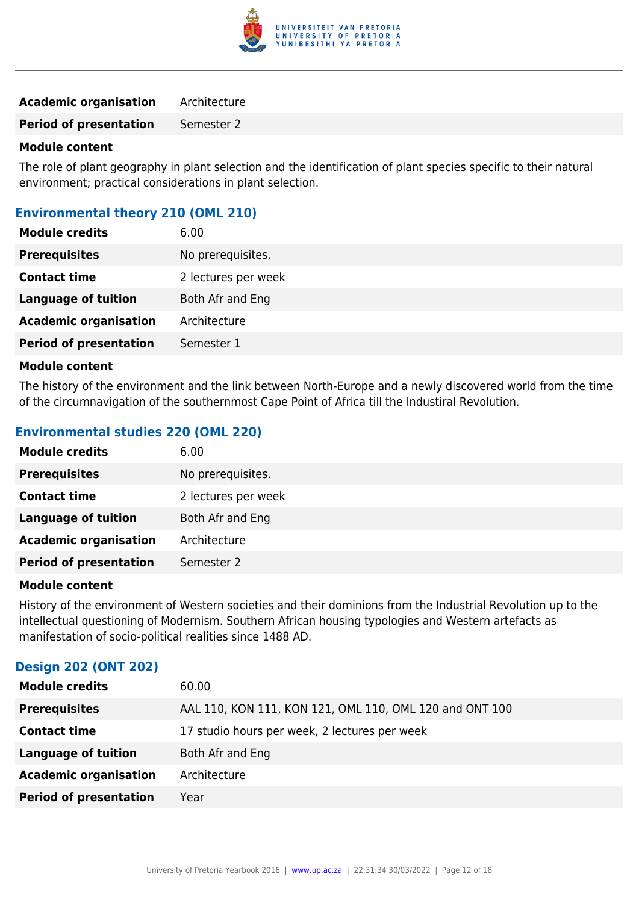| | |
|---|---|
| **Academic organisation** | Architecture |
| **Period of presentation** | Semester 2 |

**Module content**

The role of plant geography in plant selection and the identification of plant species specific to their natural environment; practical considerations in plant selection.

### Environmental theory 210 (OML 210)

| | |
|---|---|
| **Module credits** | 6.00 |
| **Prerequisites** | No prerequisites. |
| **Contact time** | 2 lectures per week |
| **Language of tuition** | Both Afr and Eng |
| **Academic organisation** | Architecture |
| **Period of presentation** | Semester 1 |

**Module content**

The history of the environment and the link between North-Europe and a newly discovered world from the time of the circumnavigation of the southernmost Cape Point of Africa till the Industrial Revolution.

### Environmental studies 220 (OML 220)

| | |
|---|---|
| **Module credits** | 6.00 |
| **Prerequisites** | No prerequisites. |
| **Contact time** | 2 lectures per week |
| **Language of tuition** | Both Afr and Eng |
| **Academic organisation** | Architecture |
| **Period of presentation** | Semester 2 |

**Module content**

History of the environment of Western societies and their dominions from the Industrial Revolution up to the intellectual questioning of Modernism. Southern African housing typologies and Western artefacts as manifestation of socio-political realities since 1488 AD.

### Design 202 (ONT 202)

| | |
|---|---|
| **Module credits** | 60.00 |
| **Prerequisites** | AAL 110, KON 111, KON 121, OML 110, OML 120 and ONT 100 |
| **Contact time** | 17 studio hours per week, 2 lectures per week |
| **Language of tuition** | Both Afr and Eng |
| **Academic organisation** | Architecture |
| **Period of presentation** | Year |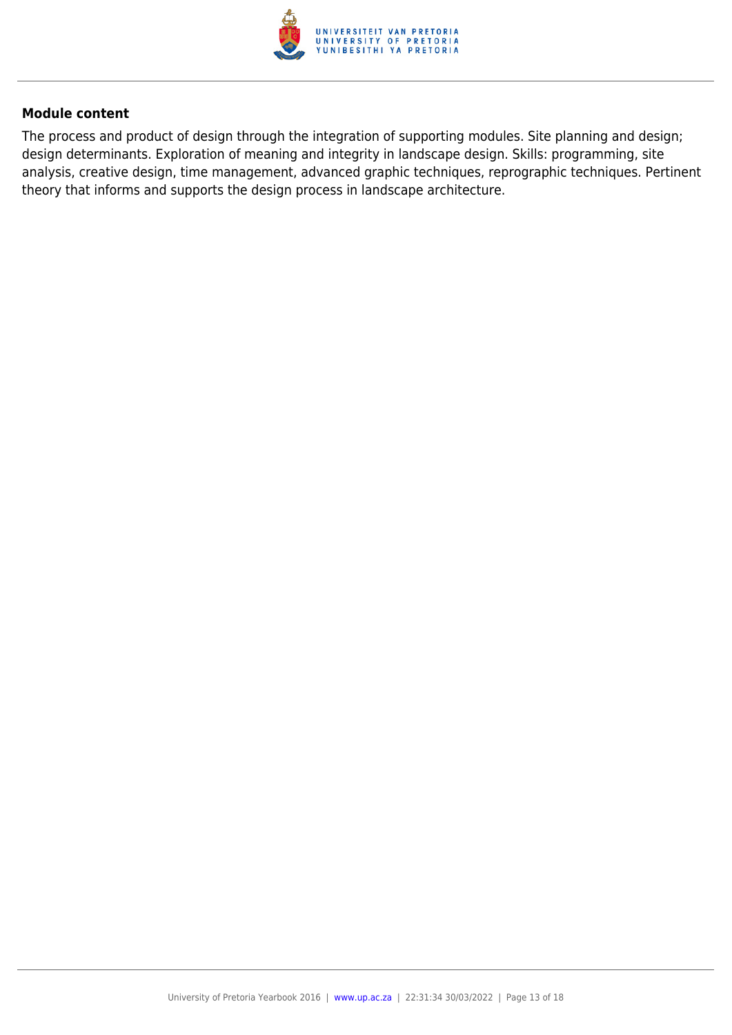**Module content**

The process and product of design through the integration of supporting modules. Site planning and design; design determinants. Exploration of meaning and integrity in landscape design. Skills: programming, site analysis, creative design, time management, advanced graphic techniques, reprographic techniques. Pertinent theory that informs and supports the design process in landscape architecture.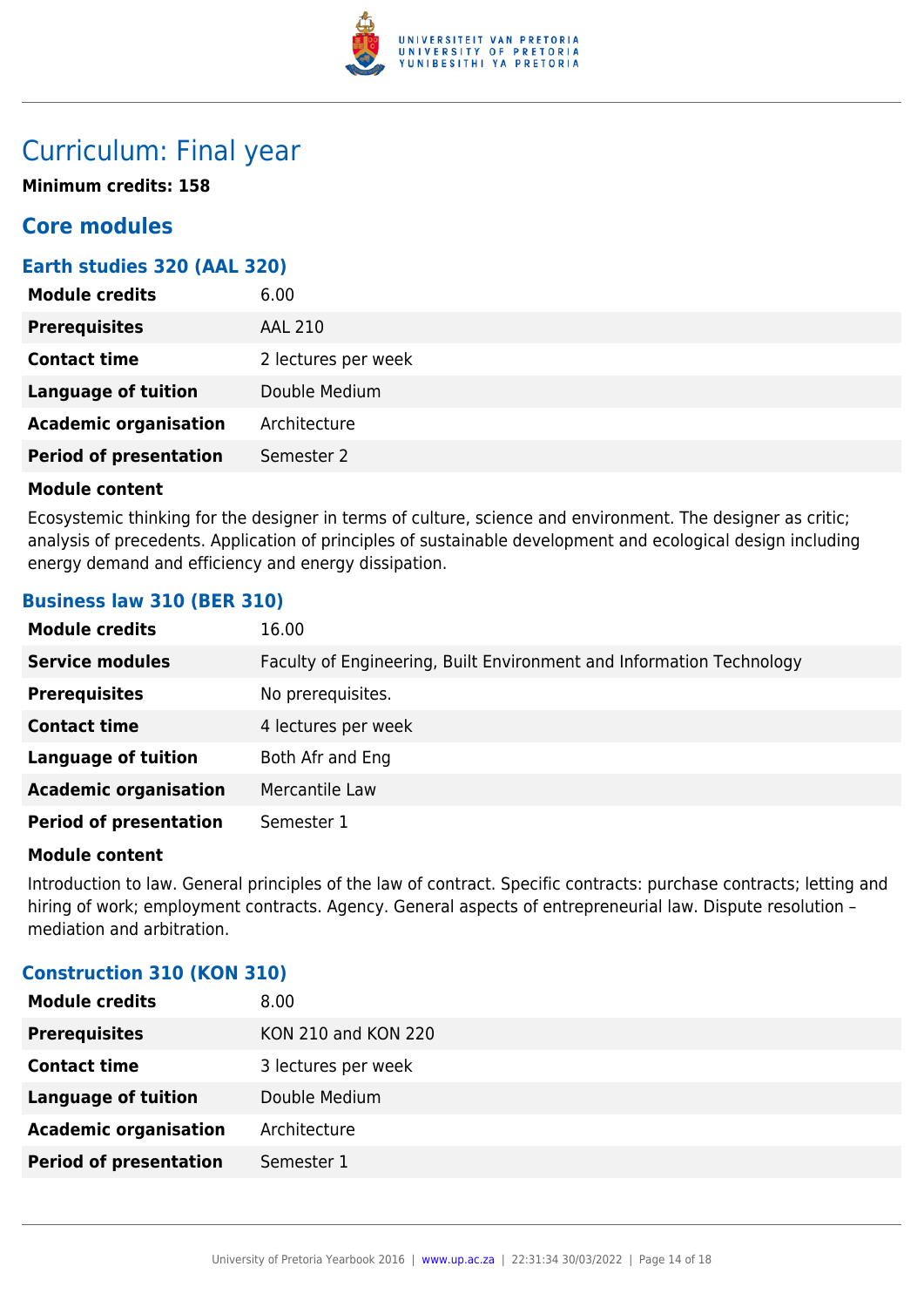# Curriculum: Final year

**Minimum credits: 158**

## Core modules

### Earth studies 320 (AAL 320)

| | |
|---|---|
| **Module credits** | 6.00 |
| **Prerequisites** | AAL 210 |
| **Contact time** | 2 lectures per week |
| **Language of tuition** | Double Medium |
| **Academic organisation** | Architecture |
| **Period of presentation** | Semester 2 |

**Module content**

Ecosystemic thinking for the designer in terms of culture, science and environment. The designer as critic; analysis of precedents. Application of principles of sustainable development and ecological design including energy demand and efficiency and energy dissipation.

### Business law 310 (BER 310)

| | |
|---|---|
| **Module credits** | 16.00 |
| **Service modules** | Faculty of Engineering, Built Environment and Information Technology |
| **Prerequisites** | No prerequisites. |
| **Contact time** | 4 lectures per week |
| **Language of tuition** | Both Afr and Eng |
| **Academic organisation** | Mercantile Law |
| **Period of presentation** | Semester 1 |

**Module content**

Introduction to law. General principles of the law of contract. Specific contracts: purchase contracts; letting and hiring of work; employment contracts. Agency. General aspects of entrepreneurial law. Dispute resolution – mediation and arbitration.

### Construction 310 (KON 310)

| | |
|---|---|
| **Module credits** | 8.00 |
| **Prerequisites** | KON 210 and KON 220 |
| **Contact time** | 3 lectures per week |
| **Language of tuition** | Double Medium |
| **Academic organisation** | Architecture |
| **Period of presentation** | Semester 1 |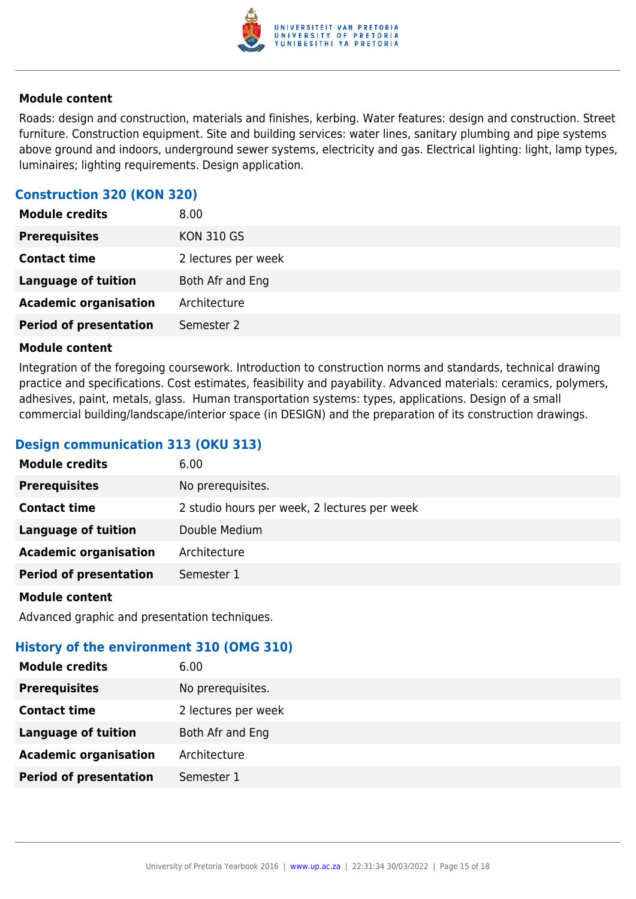#### Module content

Roads: design and construction, materials and finishes, kerbing. Water features: design and construction. Street furniture. Construction equipment. Site and building services: water lines, sanitary plumbing and pipe systems above ground and indoors, underground sewer systems, electricity and gas. Electrical lighting: light, lamp types, luminaires; lighting requirements. Design application.

### Construction 320 (KON 320)

| | |
|---|---|
| **Module credits** | 8.00 |
| **Prerequisites** | KON 310 GS |
| **Contact time** | 2 lectures per week |
| **Language of tuition** | Both Afr and Eng |
| **Academic organisation** | Architecture |
| **Period of presentation** | Semester 2 |

#### Module content

Integration of the foregoing coursework. Introduction to construction norms and standards, technical drawing practice and specifications. Cost estimates, feasibility and payability. Advanced materials: ceramics, polymers, adhesives, paint, metals, glass. Human transportation systems: types, applications. Design of a small commercial building/landscape/interior space (in DESIGN) and the preparation of its construction drawings.

### Design communication 313 (OKU 313)

| | |
|---|---|
| **Module credits** | 6.00 |
| **Prerequisites** | No prerequisites. |
| **Contact time** | 2 studio hours per week, 2 lectures per week |
| **Language of tuition** | Double Medium |
| **Academic organisation** | Architecture |
| **Period of presentation** | Semester 1 |

#### Module content

Advanced graphic and presentation techniques.

### History of the environment 310 (OMG 310)

| | |
|---|---|
| **Module credits** | 6.00 |
| **Prerequisites** | No prerequisites. |
| **Contact time** | 2 lectures per week |
| **Language of tuition** | Both Afr and Eng |
| **Academic organisation** | Architecture |
| **Period of presentation** | Semester 1 |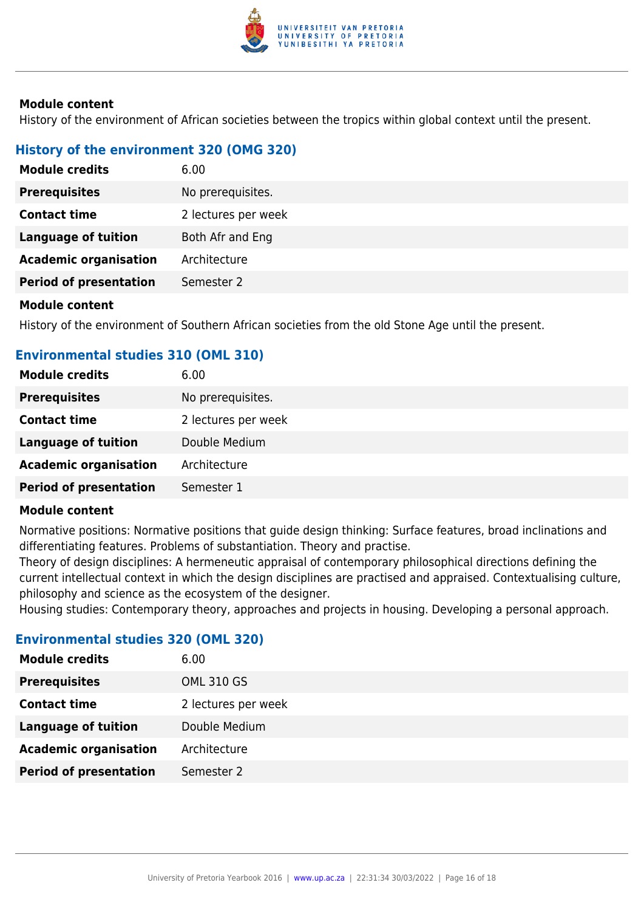**Module content**

History of the environment of African societies between the tropics within global context until the present.

### History of the environment 320 (OMG 320)

| | |
|---|---|
| **Module credits** | 6.00 |
| **Prerequisites** | No prerequisites. |
| **Contact time** | 2 lectures per week |
| **Language of tuition** | Both Afr and Eng |
| **Academic organisation** | Architecture |
| **Period of presentation** | Semester 2 |

**Module content**

History of the environment of Southern African societies from the old Stone Age until the present.

### Environmental studies 310 (OML 310)

| | |
|---|---|
| **Module credits** | 6.00 |
| **Prerequisites** | No prerequisites. |
| **Contact time** | 2 lectures per week |
| **Language of tuition** | Double Medium |
| **Academic organisation** | Architecture |
| **Period of presentation** | Semester 1 |

**Module content**

Normative positions: Normative positions that guide design thinking: Surface features, broad inclinations and differentiating features. Problems of substantiation. Theory and practise.
Theory of design disciplines: A hermeneutic appraisal of contemporary philosophical directions defining the current intellectual context in which the design disciplines are practised and appraised. Contextualising culture, philosophy and science as the ecosystem of the designer.
Housing studies: Contemporary theory, approaches and projects in housing. Developing a personal approach.

### Environmental studies 320 (OML 320)

| | |
|---|---|
| **Module credits** | 6.00 |
| **Prerequisites** | OML 310 GS |
| **Contact time** | 2 lectures per week |
| **Language of tuition** | Double Medium |
| **Academic organisation** | Architecture |
| **Period of presentation** | Semester 2 |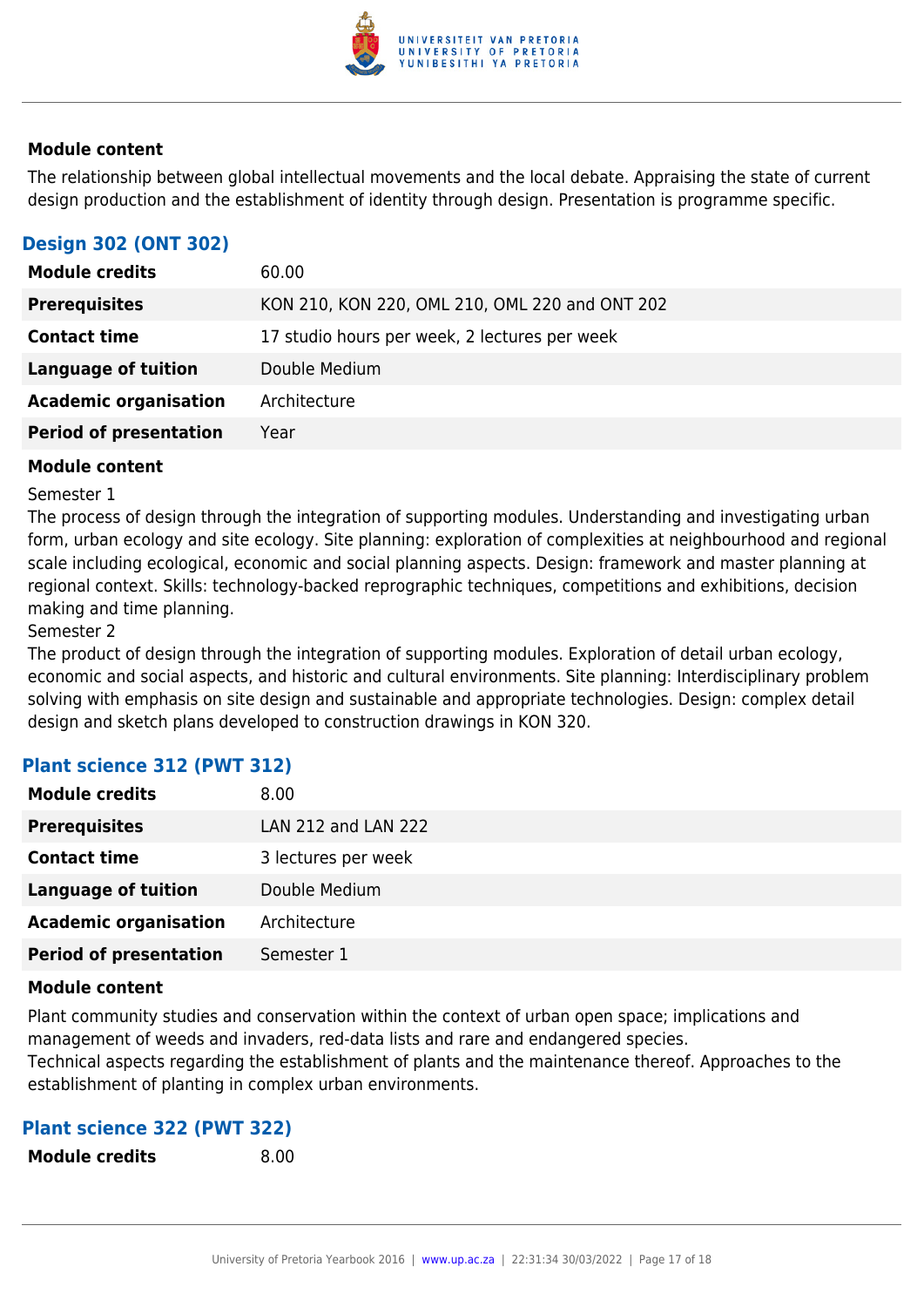**Module content**

The relationship between global intellectual movements and the local debate. Appraising the state of current design production and the establishment of identity through design. Presentation is programme specific.

### Design 302 (ONT 302)

| | |
|---|---|
| **Module credits** | 60.00 |
| **Prerequisites** | KON 210, KON 220, OML 210, OML 220 and ONT 202 |
| **Contact time** | 17 studio hours per week, 2 lectures per week |
| **Language of tuition** | Double Medium |
| **Academic organisation** | Architecture |
| **Period of presentation** | Year |

**Module content**

Semester 1

The process of design through the integration of supporting modules. Understanding and investigating urban form, urban ecology and site ecology. Site planning: exploration of complexities at neighbourhood and regional scale including ecological, economic and social planning aspects. Design: framework and master planning at regional context. Skills: technology-backed reprographic techniques, competitions and exhibitions, decision making and time planning.

Semester 2

The product of design through the integration of supporting modules. Exploration of detail urban ecology, economic and social aspects, and historic and cultural environments. Site planning: Interdisciplinary problem solving with emphasis on site design and sustainable and appropriate technologies. Design: complex detail design and sketch plans developed to construction drawings in KON 320.

### Plant science 312 (PWT 312)

| | |
|---|---|
| **Module credits** | 8.00 |
| **Prerequisites** | LAN 212 and LAN 222 |
| **Contact time** | 3 lectures per week |
| **Language of tuition** | Double Medium |
| **Academic organisation** | Architecture |
| **Period of presentation** | Semester 1 |

**Module content**

Plant community studies and conservation within the context of urban open space; implications and management of weeds and invaders, red-data lists and rare and endangered species.

Technical aspects regarding the establishment of plants and the maintenance thereof. Approaches to the establishment of planting in complex urban environments.

### Plant science 322 (PWT 322)

| | |
|---|---|
| **Module credits** | 8.00 |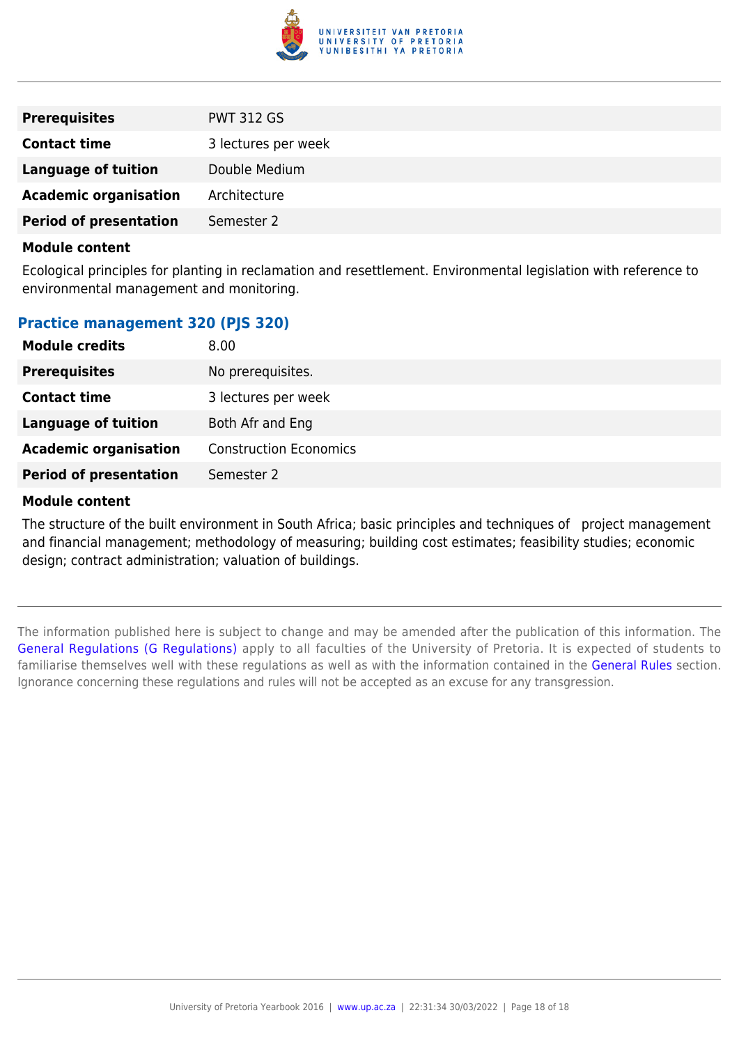| | |
|---|---|
| **Prerequisites** | PWT 312 GS |
| **Contact time** | 3 lectures per week |
| **Language of tuition** | Double Medium |
| **Academic organisation** | Architecture |
| **Period of presentation** | Semester 2 |

**Module content**

Ecological principles for planting in reclamation and resettlement. Environmental legislation with reference to environmental management and monitoring.

### Practice management 320 (PJS 320)

| | |
|---|---|
| **Module credits** | 8.00 |
| **Prerequisites** | No prerequisites. |
| **Contact time** | 3 lectures per week |
| **Language of tuition** | Both Afr and Eng |
| **Academic organisation** | Construction Economics |
| **Period of presentation** | Semester 2 |

**Module content**

The structure of the built environment in South Africa; basic principles and techniques of project management and financial management; methodology of measuring; building cost estimates; feasibility studies; economic design; contract administration; valuation of buildings.

---

The information published here is subject to change and may be amended after the publication of this information. The General Regulations (G Regulations) apply to all faculties of the University of Pretoria. It is expected of students to familiarise themselves well with these regulations as well as with the information contained in the General Rules section. Ignorance concerning these regulations and rules will not be accepted as an excuse for any transgression.